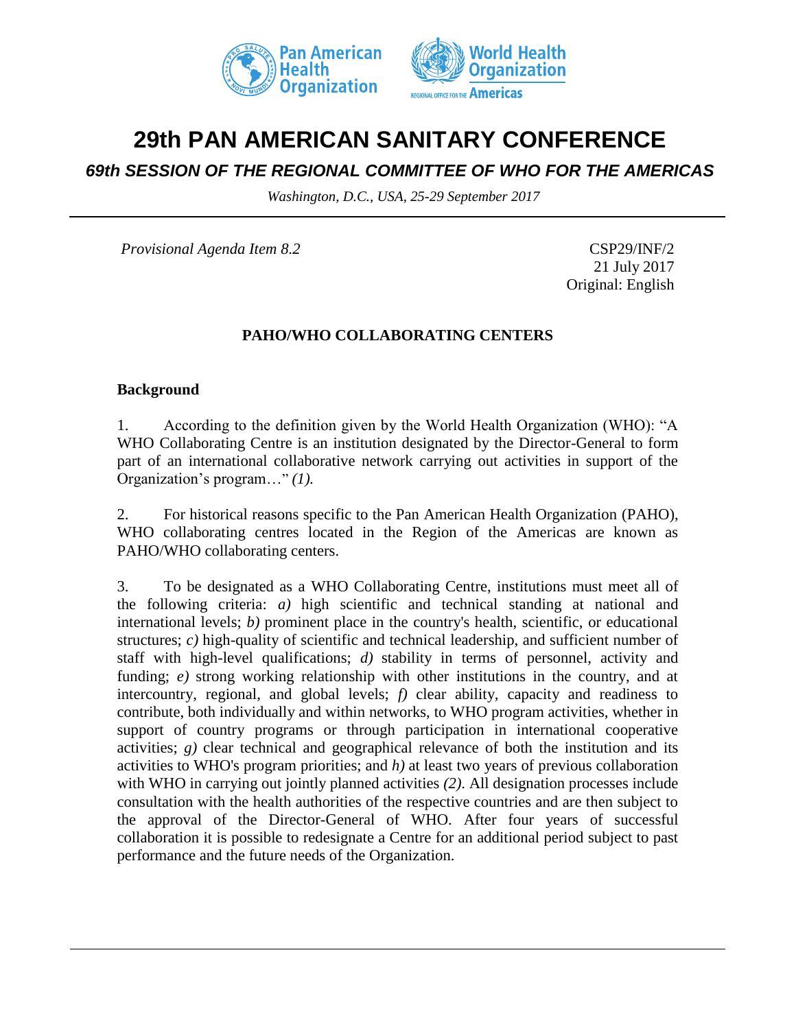# 29th PAN AMERICAN SANITARY CONFERENCE

## *69th SESSION OF THE REGIONAL COMMITTEE OF WHO FOR THE AMERICAS*

*Washington, D.C., USA, 25-29 September 2017*

*Provisional Agenda Item 8.2*

CSP29/INF/2
21 July 2017
Original: English

### PAHO/WHO COLLABORATING CENTERS

**Background**

1. According to the definition given by the World Health Organization (WHO): "A WHO Collaborating Centre is an institution designated by the Director-General to form part of an international collaborative network carrying out activities in support of the Organization's program…" *(1).*

2. For historical reasons specific to the Pan American Health Organization (PAHO), WHO collaborating centres located in the Region of the Americas are known as PAHO/WHO collaborating centers.

3. To be designated as a WHO Collaborating Centre, institutions must meet all of the following criteria: *a)* high scientific and technical standing at national and international levels; *b)* prominent place in the country's health, scientific, or educational structures; *c)* high-quality of scientific and technical leadership, and sufficient number of staff with high-level qualifications; *d)* stability in terms of personnel, activity and funding; *e)* strong working relationship with other institutions in the country, and at intercountry, regional, and global levels; *f)* clear ability, capacity and readiness to contribute, both individually and within networks, to WHO program activities, whether in support of country programs or through participation in international cooperative activities; *g)* clear technical and geographical relevance of both the institution and its activities to WHO's program priorities; and *h)* at least two years of previous collaboration with WHO in carrying out jointly planned activities *(2).* All designation processes include consultation with the health authorities of the respective countries and are then subject to the approval of the Director-General of WHO. After four years of successful collaboration it is possible to redesignate a Centre for an additional period subject to past performance and the future needs of the Organization.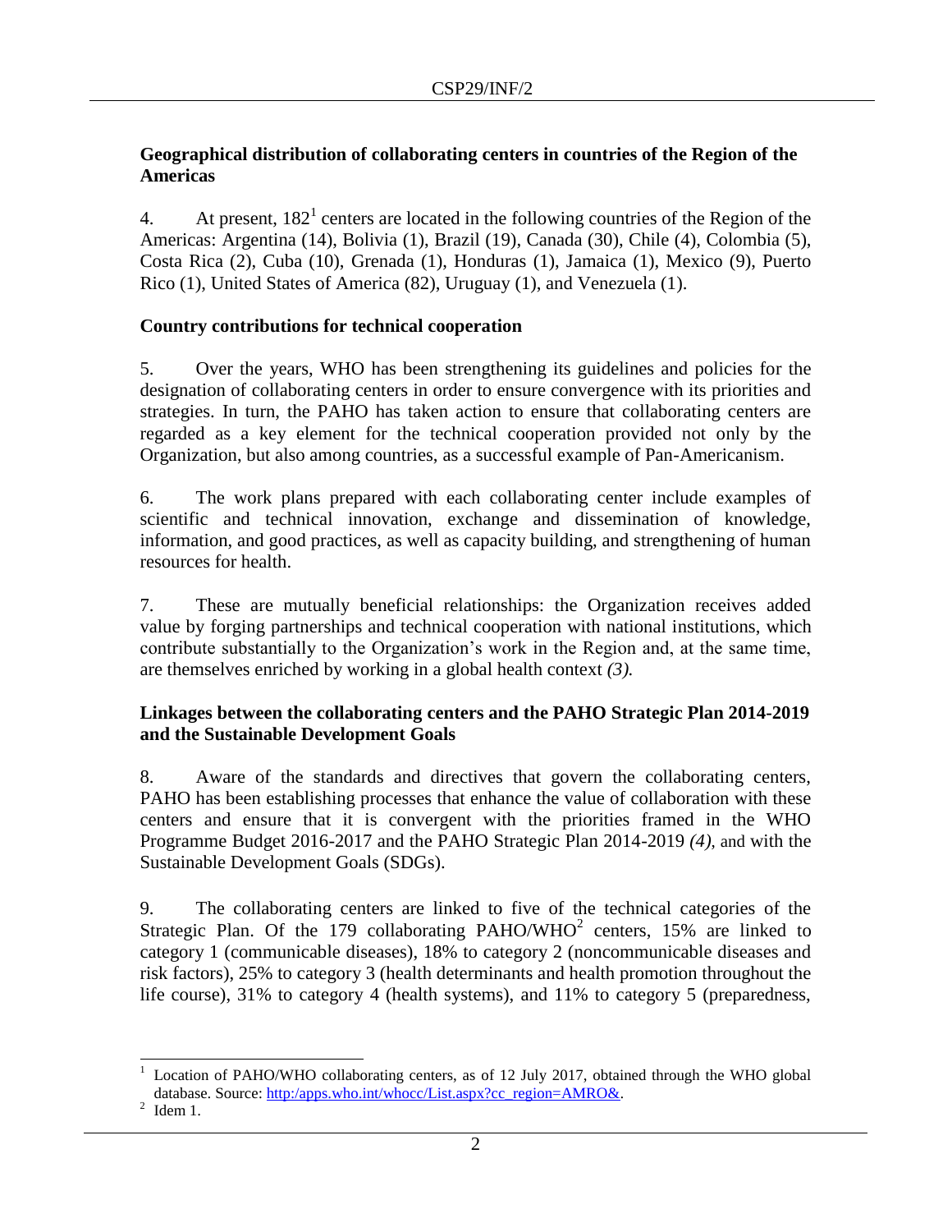### Geographical distribution of collaborating centers in countries of the Region of the Americas

4. At present, 182[1] centers are located in the following countries of the Region of the Americas: Argentina (14), Bolivia (1), Brazil (19), Canada (30), Chile (4), Colombia (5), Costa Rica (2), Cuba (10), Grenada (1), Honduras (1), Jamaica (1), Mexico (9), Puerto Rico (1), United States of America (82), Uruguay (1), and Venezuela (1).

### Country contributions for technical cooperation

5. Over the years, WHO has been strengthening its guidelines and policies for the designation of collaborating centers in order to ensure convergence with its priorities and strategies. In turn, the PAHO has taken action to ensure that collaborating centers are regarded as a key element for the technical cooperation provided not only by the Organization, but also among countries, as a successful example of Pan-Americanism.

6. The work plans prepared with each collaborating center include examples of scientific and technical innovation, exchange and dissemination of knowledge, information, and good practices, as well as capacity building, and strengthening of human resources for health.

7. These are mutually beneficial relationships: the Organization receives added value by forging partnerships and technical cooperation with national institutions, which contribute substantially to the Organization's work in the Region and, at the same time, are themselves enriched by working in a global health context *(3).*

### Linkages between the collaborating centers and the PAHO Strategic Plan 2014-2019 and the Sustainable Development Goals

8. Aware of the standards and directives that govern the collaborating centers, PAHO has been establishing processes that enhance the value of collaboration with these centers and ensure that it is convergent with the priorities framed in the WHO Programme Budget 2016-2017 and the PAHO Strategic Plan 2014-2019 *(4)*, and with the Sustainable Development Goals (SDGs).

9. The collaborating centers are linked to five of the technical categories of the Strategic Plan. Of the 179 collaborating PAHO/WHO[2] centers, 15% are linked to category 1 (communicable diseases), 18% to category 2 (noncommunicable diseases and risk factors), 25% to category 3 (health determinants and health promotion throughout the life course), 31% to category 4 (health systems), and 11% to category 5 (preparedness,

---

[1] Location of PAHO/WHO collaborating centers, as of 12 July 2017, obtained through the WHO global database. Source: http:/apps.who.int/whocc/List.aspx?cc_region=AMRO&.

[2] Idem 1.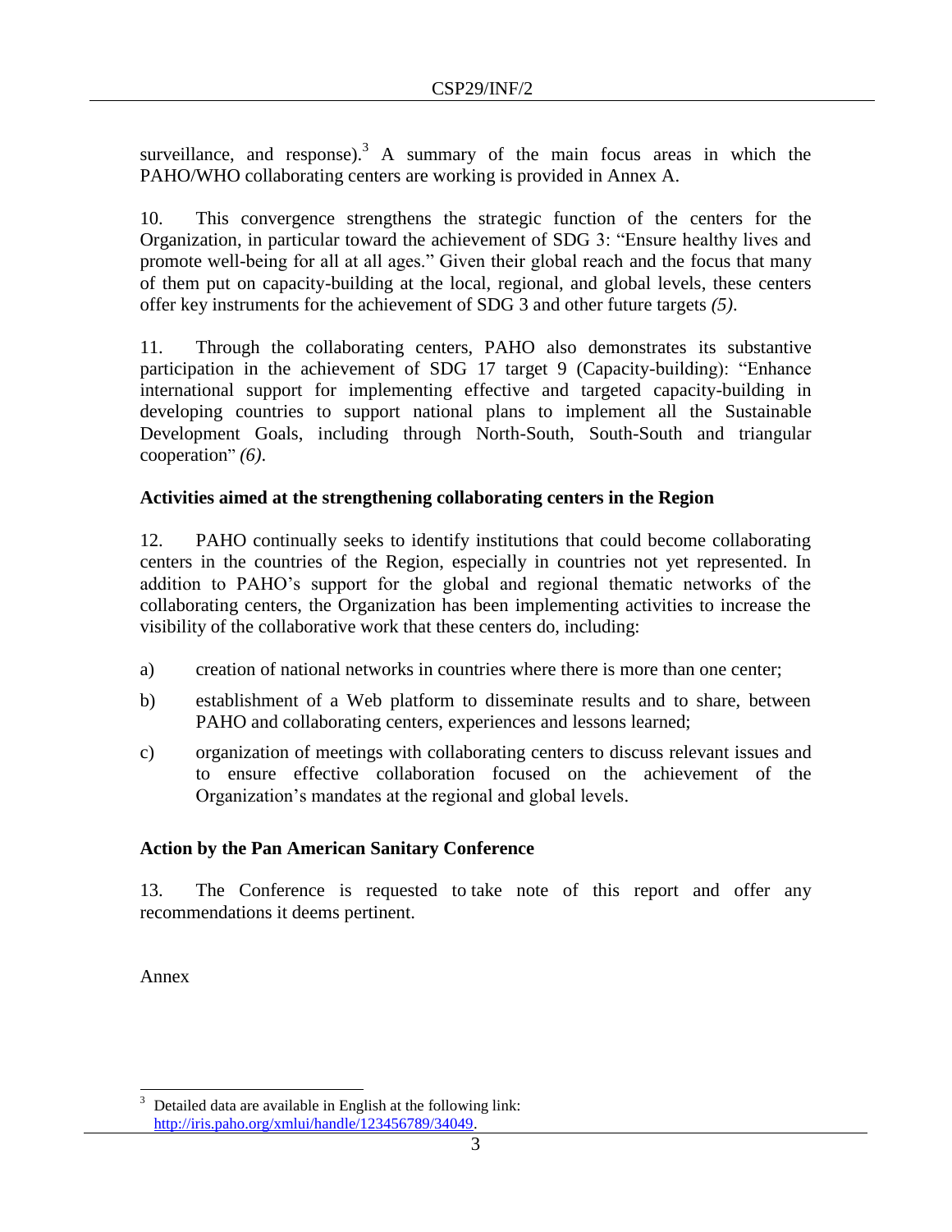surveillance, and response).[3] A summary of the main focus areas in which the PAHO/WHO collaborating centers are working is provided in Annex A.

10. This convergence strengthens the strategic function of the centers for the Organization, in particular toward the achievement of SDG 3: "Ensure healthy lives and promote well-being for all at all ages." Given their global reach and the focus that many of them put on capacity-building at the local, regional, and global levels, these centers offer key instruments for the achievement of SDG 3 and other future targets *(5)*.

11. Through the collaborating centers, PAHO also demonstrates its substantive participation in the achievement of SDG 17 target 9 (Capacity-building): "Enhance international support for implementing effective and targeted capacity-building in developing countries to support national plans to implement all the Sustainable Development Goals, including through North-South, South-South and triangular cooperation" *(6)*.

**Activities aimed at the strengthening collaborating centers in the Region**

12. PAHO continually seeks to identify institutions that could become collaborating centers in the countries of the Region, especially in countries not yet represented. In addition to PAHO's support for the global and regional thematic networks of the collaborating centers, the Organization has been implementing activities to increase the visibility of the collaborative work that these centers do, including:

a) creation of national networks in countries where there is more than one center;

b) establishment of a Web platform to disseminate results and to share, between PAHO and collaborating centers, experiences and lessons learned;

c) organization of meetings with collaborating centers to discuss relevant issues and to ensure effective collaboration focused on the achievement of the Organization's mandates at the regional and global levels.

**Action by the Pan American Sanitary Conference**

13. The Conference is requested to take note of this report and offer any recommendations it deems pertinent.

Annex

---

[3] Detailed data are available in English at the following link: http://iris.paho.org/xmlui/handle/123456789/34049.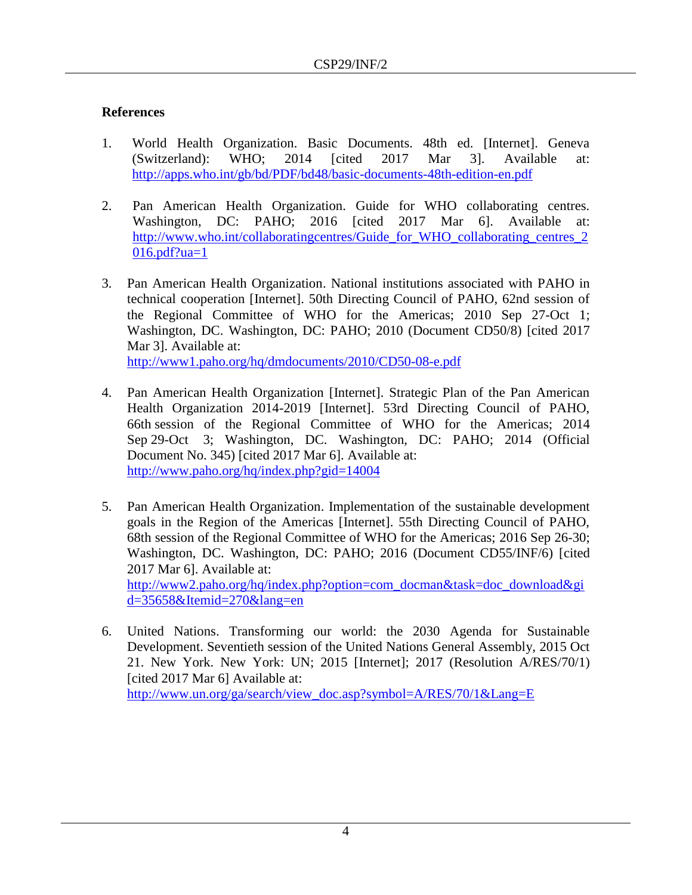### References

1. World Health Organization. Basic Documents. 48th ed. [Internet]. Geneva (Switzerland): WHO; 2014 [cited 2017 Mar 3]. Available at: http://apps.who.int/gb/bd/PDF/bd48/basic-documents-48th-edition-en.pdf

2. Pan American Health Organization. Guide for WHO collaborating centres. Washington, DC: PAHO; 2016 [cited 2017 Mar 6]. Available at: http://www.who.int/collaboratingcentres/Guide_for_WHO_collaborating_centres_2016.pdf?ua=1

3. Pan American Health Organization. National institutions associated with PAHO in technical cooperation [Internet]. 50th Directing Council of PAHO, 62nd session of the Regional Committee of WHO for the Americas; 2010 Sep 27-Oct 1; Washington, DC. Washington, DC: PAHO; 2010 (Document CD50/8) [cited 2017 Mar 3]. Available at: http://www1.paho.org/hq/dmdocuments/2010/CD50-08-e.pdf

4. Pan American Health Organization [Internet]. Strategic Plan of the Pan American Health Organization 2014-2019 [Internet]. 53rd Directing Council of PAHO, 66th session of the Regional Committee of WHO for the Americas; 2014 Sep 29-Oct 3; Washington, DC. Washington, DC: PAHO; 2014 (Official Document No. 345) [cited 2017 Mar 6]. Available at: http://www.paho.org/hq/index.php?gid=14004

5. Pan American Health Organization. Implementation of the sustainable development goals in the Region of the Americas [Internet]. 55th Directing Council of PAHO, 68th session of the Regional Committee of WHO for the Americas; 2016 Sep 26-30; Washington, DC. Washington, DC: PAHO; 2016 (Document CD55/INF/6) [cited 2017 Mar 6]. Available at: http://www2.paho.org/hq/index.php?option=com_docman&task=doc_download&gid=35658&Itemid=270&lang=en

6. United Nations. Transforming our world: the 2030 Agenda for Sustainable Development. Seventieth session of the United Nations General Assembly, 2015 Oct 21. New York. New York: UN; 2015 [Internet]; 2017 (Resolution A/RES/70/1) [cited 2017 Mar 6] Available at: http://www.un.org/ga/search/view_doc.asp?symbol=A/RES/70/1&Lang=E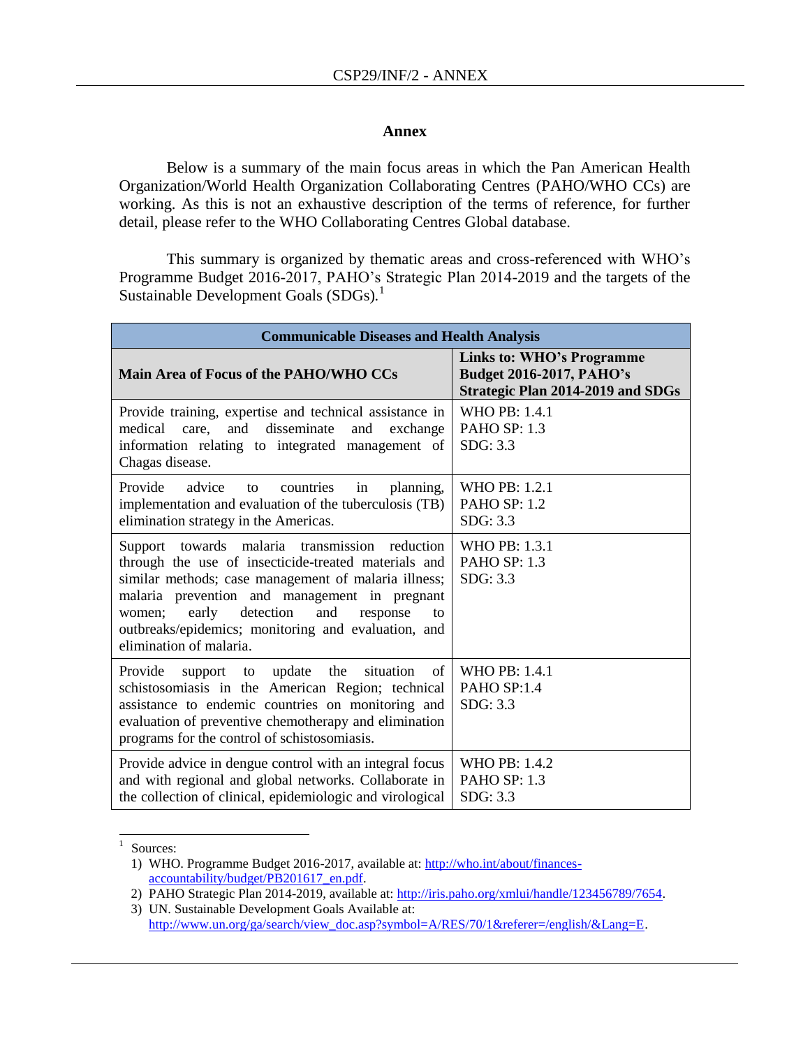## Annex

Below is a summary of the main focus areas in which the Pan American Health Organization/World Health Organization Collaborating Centres (PAHO/WHO CCs) are working. As this is not an exhaustive description of the terms of reference, for further detail, please refer to the WHO Collaborating Centres Global database.

This summary is organized by thematic areas and cross-referenced with WHO's Programme Budget 2016-2017, PAHO's Strategic Plan 2014-2019 and the targets of the Sustainable Development Goals (SDGs).[1]

| **Communicable Diseases and Health Analysis** | |
|---|---|
| **Main Area of Focus of the PAHO/WHO CCs** | **Links to: WHO's Programme Budget 2016-2017, PAHO's Strategic Plan 2014-2019 and SDGs** |
| Provide training, expertise and technical assistance in medical care, and disseminate and exchange information relating to integrated management of Chagas disease. | WHO PB: 1.4.1<br>PAHO SP: 1.3<br>SDG: 3.3 |
| Provide advice to countries in planning, implementation and evaluation of the tuberculosis (TB) elimination strategy in the Americas. | WHO PB: 1.2.1<br>PAHO SP: 1.2<br>SDG: 3.3 |
| Support towards malaria transmission reduction through the use of insecticide-treated materials and similar methods; case management of malaria illness; malaria prevention and management in pregnant women; early detection and response to outbreaks/epidemics; monitoring and evaluation, and elimination of malaria. | WHO PB: 1.3.1<br>PAHO SP: 1.3<br>SDG: 3.3 |
| Provide support to update the situation of schistosomiasis in the American Region; technical assistance to endemic countries on monitoring and evaluation of preventive chemotherapy and elimination programs for the control of schistosomiasis. | WHO PB: 1.4.1<br>PAHO SP:1.4<br>SDG: 3.3 |
| Provide advice in dengue control with an integral focus and with regional and global networks. Collaborate in the collection of clinical, epidemiologic and virological | WHO PB: 1.4.2<br>PAHO SP: 1.3<br>SDG: 3.3 |

[1] Sources:
1) WHO. Programme Budget 2016-2017, available at: http://who.int/about/finances-accountability/budget/PB201617_en.pdf.
2) PAHO Strategic Plan 2014-2019, available at: http://iris.paho.org/xmlui/handle/123456789/7654.
3) UN. Sustainable Development Goals Available at: http://www.un.org/ga/search/view_doc.asp?symbol=A/RES/70/1&referer=/english/&Lang=E.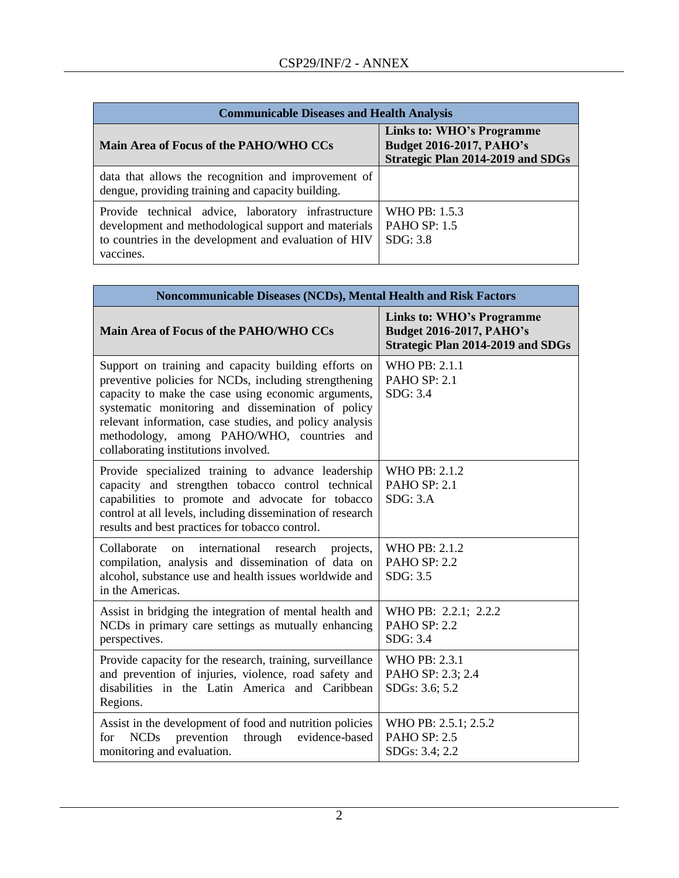| Communicable Diseases and Health Analysis | |
|---|---|
| **Main Area of Focus of the PAHO/WHO CCs** | **Links to: WHO's Programme Budget 2016-2017, PAHO's Strategic Plan 2014-2019 and SDGs** |
| data that allows the recognition and improvement of dengue, providing training and capacity building. | |
| Provide technical advice, laboratory infrastructure development and methodological support and materials to countries in the development and evaluation of HIV vaccines. | WHO PB: 1.5.3<br>PAHO SP: 1.5<br>SDG: 3.8 |

| Noncommunicable Diseases (NCDs), Mental Health and Risk Factors | |
|---|---|
| **Main Area of Focus of the PAHO/WHO CCs** | **Links to: WHO's Programme Budget 2016-2017, PAHO's Strategic Plan 2014-2019 and SDGs** |
| Support on training and capacity building efforts on preventive policies for NCDs, including strengthening capacity to make the case using economic arguments, systematic monitoring and dissemination of policy relevant information, case studies, and policy analysis methodology, among PAHO/WHO, countries and collaborating institutions involved. | WHO PB: 2.1.1<br>PAHO SP: 2.1<br>SDG: 3.4 |
| Provide specialized training to advance leadership capacity and strengthen tobacco control technical capabilities to promote and advocate for tobacco control at all levels, including dissemination of research results and best practices for tobacco control. | WHO PB: 2.1.2<br>PAHO SP: 2.1<br>SDG: 3.A |
| Collaborate on international research projects, compilation, analysis and dissemination of data on alcohol, substance use and health issues worldwide and in the Americas. | WHO PB: 2.1.2<br>PAHO SP: 2.2<br>SDG: 3.5 |
| Assist in bridging the integration of mental health and NCDs in primary care settings as mutually enhancing perspectives. | WHO PB: 2.2.1; 2.2.2<br>PAHO SP: 2.2<br>SDG: 3.4 |
| Provide capacity for the research, training, surveillance and prevention of injuries, violence, road safety and disabilities in the Latin America and Caribbean Regions. | WHO PB: 2.3.1<br>PAHO SP: 2.3; 2.4<br>SDGs: 3.6; 5.2 |
| Assist in the development of food and nutrition policies for NCDs prevention through evidence-based monitoring and evaluation. | WHO PB: 2.5.1; 2.5.2<br>PAHO SP: 2.5<br>SDGs: 3.4; 2.2 |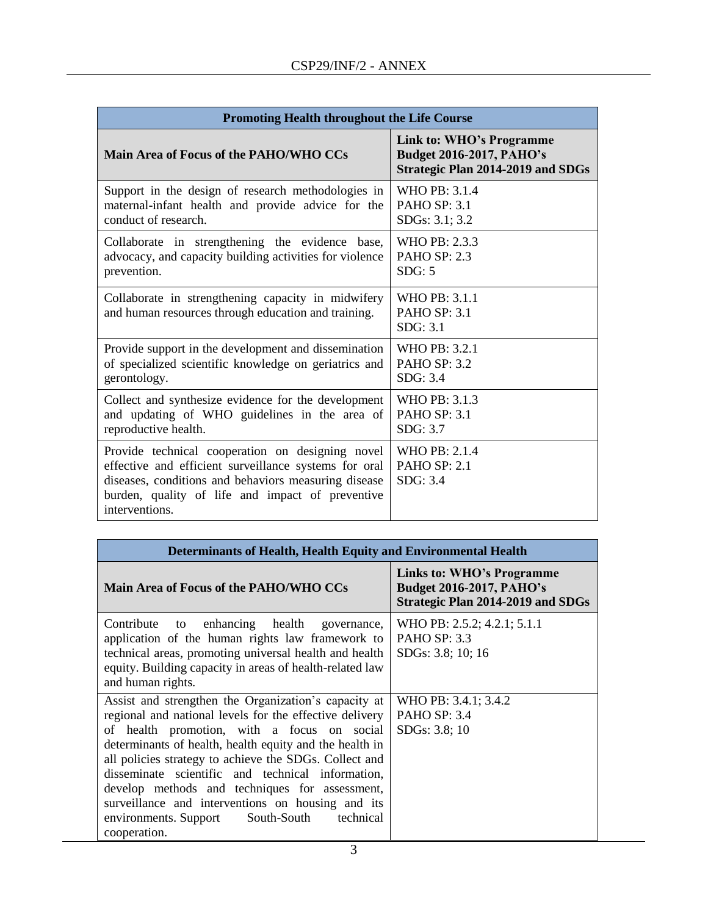| Promoting Health throughout the Life Course | |
|---|---|
| **Main Area of Focus of the PAHO/WHO CCs** | **Link to: WHO's Programme Budget 2016-2017, PAHO's Strategic Plan 2014-2019 and SDGs** |
| Support in the design of research methodologies in maternal-infant health and provide advice for the conduct of research. | WHO PB: 3.1.4<br>PAHO SP: 3.1<br>SDGs: 3.1; 3.2 |
| Collaborate in strengthening the evidence base, advocacy, and capacity building activities for violence prevention. | WHO PB: 2.3.3<br>PAHO SP: 2.3<br>SDG: 5 |
| Collaborate in strengthening capacity in midwifery and human resources through education and training. | WHO PB: 3.1.1<br>PAHO SP: 3.1<br>SDG: 3.1 |
| Provide support in the development and dissemination of specialized scientific knowledge on geriatrics and gerontology. | WHO PB: 3.2.1<br>PAHO SP: 3.2<br>SDG: 3.4 |
| Collect and synthesize evidence for the development and updating of WHO guidelines in the area of reproductive health. | WHO PB: 3.1.3<br>PAHO SP: 3.1<br>SDG: 3.7 |
| Provide technical cooperation on designing novel effective and efficient surveillance systems for oral diseases, conditions and behaviors measuring disease burden, quality of life and impact of preventive interventions. | WHO PB: 2.1.4<br>PAHO SP: 2.1<br>SDG: 3.4 |

| Determinants of Health, Health Equity and Environmental Health | |
|---|---|
| **Main Area of Focus of the PAHO/WHO CCs** | **Links to: WHO's Programme Budget 2016-2017, PAHO's Strategic Plan 2014-2019 and SDGs** |
| Contribute to enhancing health governance, application of the human rights law framework to technical areas, promoting universal health and health equity. Building capacity in areas of health-related law and human rights. | WHO PB: 2.5.2; 4.2.1; 5.1.1<br>PAHO SP: 3.3<br>SDGs: 3.8; 10; 16 |
| Assist and strengthen the Organization's capacity at regional and national levels for the effective delivery of health promotion, with a focus on social determinants of health, health equity and the health in all policies strategy to achieve the SDGs. Collect and disseminate scientific and technical information, develop methods and techniques for assessment, surveillance and interventions on housing and its environments. Support South-South technical cooperation. | WHO PB: 3.4.1; 3.4.2<br>PAHO SP: 3.4<br>SDGs: 3.8; 10 |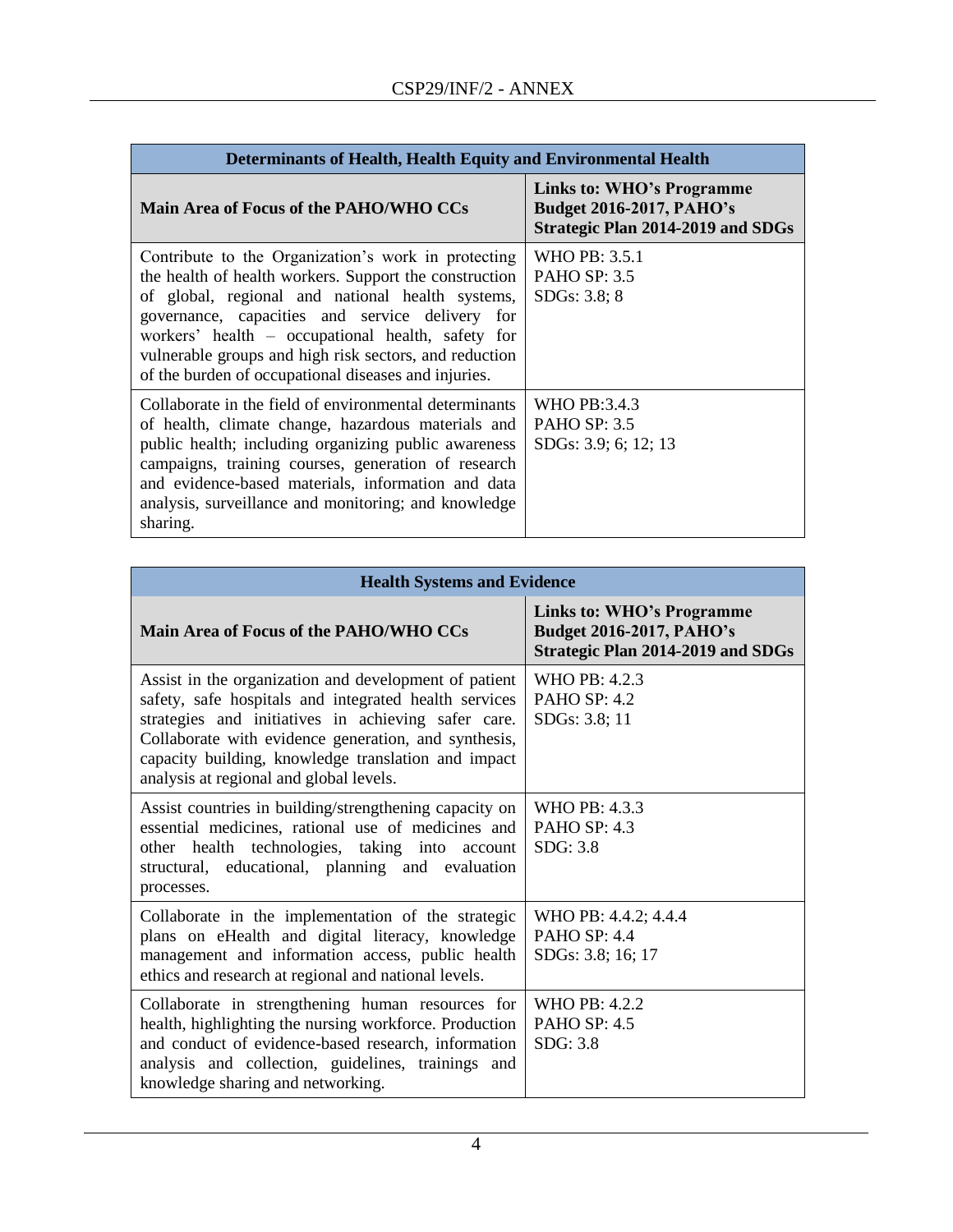| Determinants of Health, Health Equity and Environmental Health | |
|---|---|
| **Main Area of Focus of the PAHO/WHO CCs** | **Links to: WHO's Programme Budget 2016-2017, PAHO's Strategic Plan 2014-2019 and SDGs** |
| Contribute to the Organization's work in protecting the health of health workers. Support the construction of global, regional and national health systems, governance, capacities and service delivery for workers' health – occupational health, safety for vulnerable groups and high risk sectors, and reduction of the burden of occupational diseases and injuries. | WHO PB: 3.5.1<br>PAHO SP: 3.5<br>SDGs: 3.8; 8 |
| Collaborate in the field of environmental determinants of health, climate change, hazardous materials and public health; including organizing public awareness campaigns, training courses, generation of research and evidence-based materials, information and data analysis, surveillance and monitoring; and knowledge sharing. | WHO PB:3.4.3<br>PAHO SP: 3.5<br>SDGs: 3.9; 6; 12; 13 |

| Health Systems and Evidence | |
|---|---|
| **Main Area of Focus of the PAHO/WHO CCs** | **Links to: WHO's Programme Budget 2016-2017, PAHO's Strategic Plan 2014-2019 and SDGs** |
| Assist in the organization and development of patient safety, safe hospitals and integrated health services strategies and initiatives in achieving safer care. Collaborate with evidence generation, and synthesis, capacity building, knowledge translation and impact analysis at regional and global levels. | WHO PB: 4.2.3<br>PAHO SP: 4.2<br>SDGs: 3.8; 11 |
| Assist countries in building/strengthening capacity on essential medicines, rational use of medicines and other health technologies, taking into account structural, educational, planning and evaluation processes. | WHO PB: 4.3.3<br>PAHO SP: 4.3<br>SDG: 3.8 |
| Collaborate in the implementation of the strategic plans on eHealth and digital literacy, knowledge management and information access, public health ethics and research at regional and national levels. | WHO PB: 4.4.2; 4.4.4<br>PAHO SP: 4.4<br>SDGs: 3.8; 16; 17 |
| Collaborate in strengthening human resources for health, highlighting the nursing workforce. Production and conduct of evidence-based research, information analysis and collection, guidelines, trainings and knowledge sharing and networking. | WHO PB: 4.2.2<br>PAHO SP: 4.5<br>SDG: 3.8 |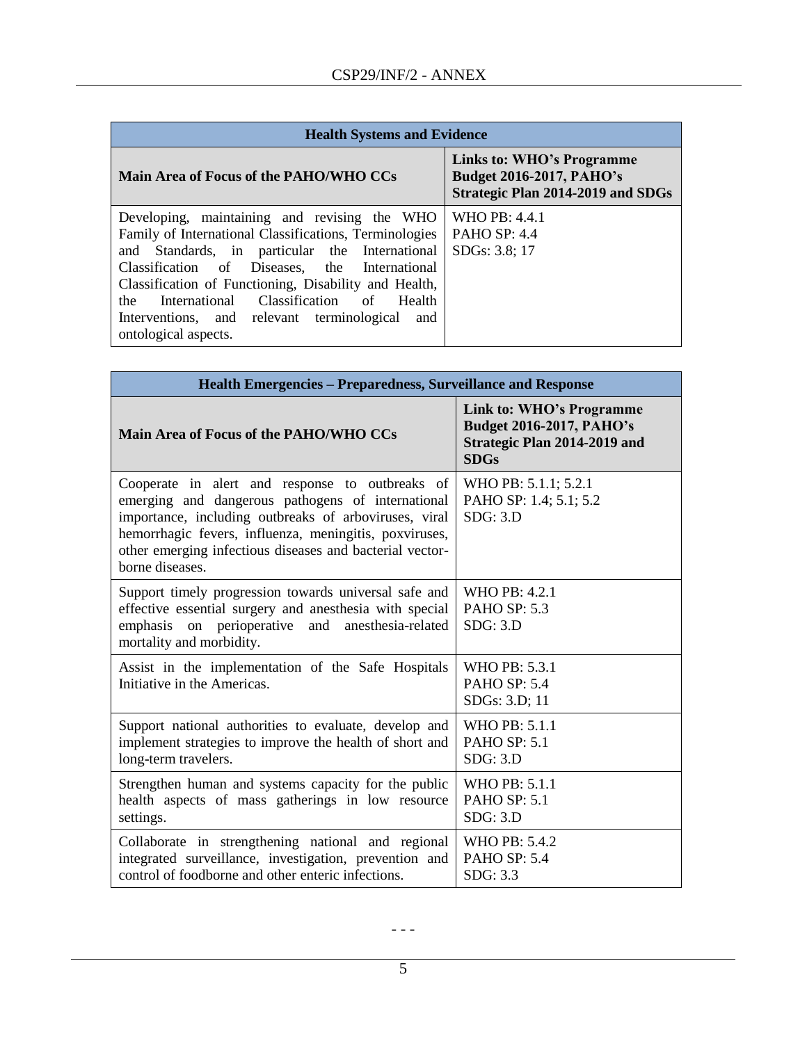| Health Systems and Evidence | |
|---|---|
| **Main Area of Focus of the PAHO/WHO CCs** | **Links to: WHO's Programme Budget 2016-2017, PAHO's Strategic Plan 2014-2019 and SDGs** |
| Developing, maintaining and revising the WHO Family of International Classifications, Terminologies and Standards, in particular the International Classification of Diseases, the International Classification of Functioning, Disability and Health, the International Classification of Health Interventions, and relevant terminological and ontological aspects. | WHO PB: 4.4.1<br>PAHO SP: 4.4<br>SDGs: 3.8; 17 |

| Health Emergencies – Preparedness, Surveillance and Response | |
|---|---|
| **Main Area of Focus of the PAHO/WHO CCs** | **Link to: WHO's Programme Budget 2016-2017, PAHO's Strategic Plan 2014-2019 and SDGs** |
| Cooperate in alert and response to outbreaks of emerging and dangerous pathogens of international importance, including outbreaks of arboviruses, viral hemorrhagic fevers, influenza, meningitis, poxviruses, other emerging infectious diseases and bacterial vector-borne diseases. | WHO PB: 5.1.1; 5.2.1<br>PAHO SP: 1.4; 5.1; 5.2<br>SDG: 3.D |
| Support timely progression towards universal safe and effective essential surgery and anesthesia with special emphasis on perioperative and anesthesia-related mortality and morbidity. | WHO PB: 4.2.1<br>PAHO SP: 5.3<br>SDG: 3.D |
| Assist in the implementation of the Safe Hospitals Initiative in the Americas. | WHO PB: 5.3.1<br>PAHO SP: 5.4<br>SDGs: 3.D; 11 |
| Support national authorities to evaluate, develop and implement strategies to improve the health of short and long-term travelers. | WHO PB: 5.1.1<br>PAHO SP: 5.1<br>SDG: 3.D |
| Strengthen human and systems capacity for the public health aspects of mass gatherings in low resource settings. | WHO PB: 5.1.1<br>PAHO SP: 5.1<br>SDG: 3.D |
| Collaborate in strengthening national and regional integrated surveillance, investigation, prevention and control of foodborne and other enteric infections. | WHO PB: 5.4.2<br>PAHO SP: 5.4<br>SDG: 3.3 |

- - -